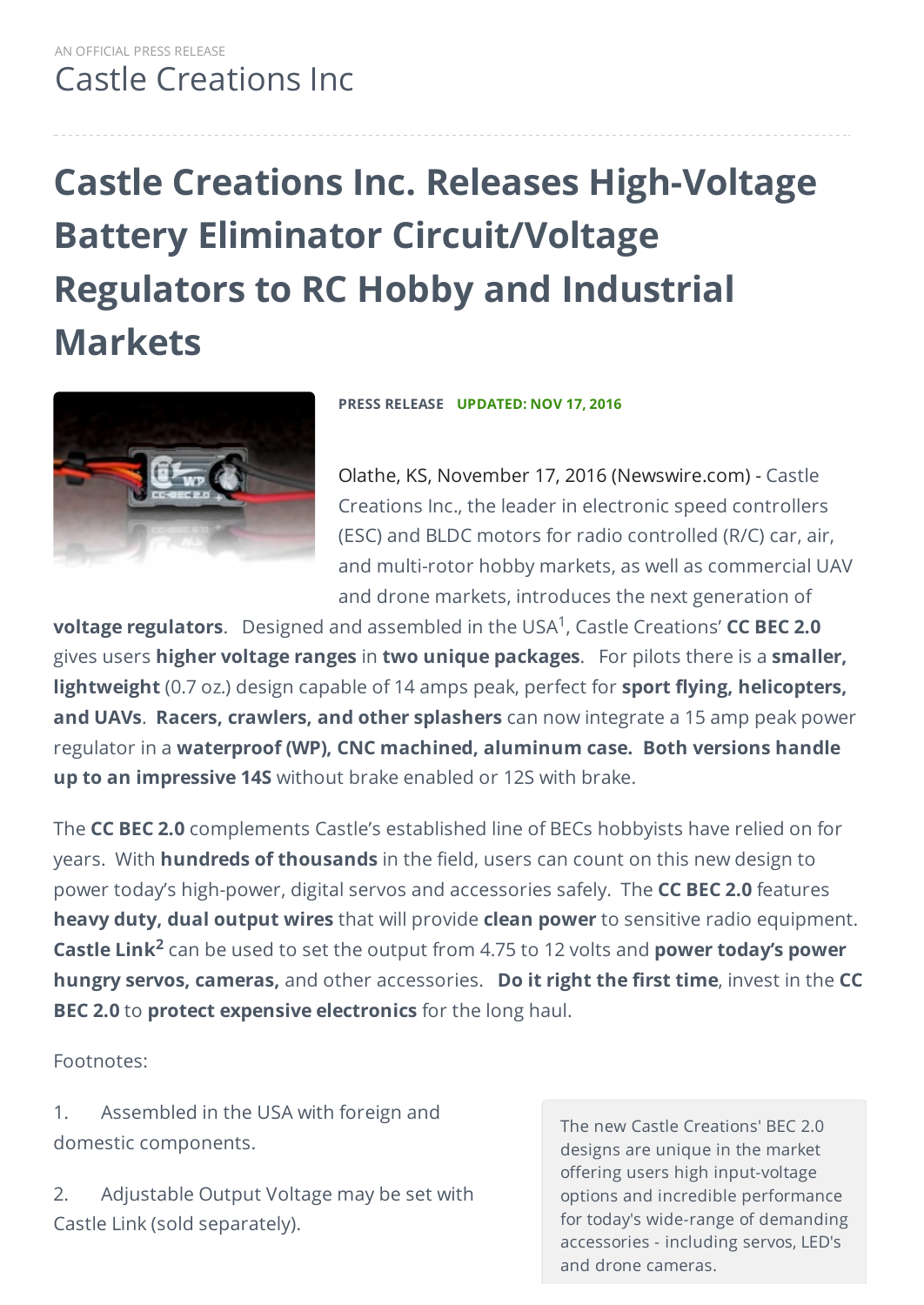AN OFFICIAL PRESS RELEASE

Castle Creations Inc

# Castle Creations Inc. Releases High-Voltage Battery Eliminator Circuit/Voltage Regulators to RC Hobby and Industrial Markets

**PRESS RELEASE** **UPDATED: NOV 17, 2016**

Olathe, KS, November 17, 2016 (Newswire.com) - Castle Creations Inc., the leader in electronic speed controllers (ESC) and BLDC motors for radio controlled (R/C) car, air, and multi-rotor hobby markets, as well as commercial UAV and drone markets, introduces the next generation of **voltage regulators**. Designed and assembled in the USA[1], Castle Creations' **CC BEC 2.0** gives users **higher voltage ranges** in **two unique packages**. For pilots there is a **smaller, lightweight** (0.7 oz.) design capable of 14 amps peak, perfect for **sport flying, helicopters, and UAVs**. **Racers, crawlers, and other splashers** can now integrate a 15 amp peak power regulator in a **waterproof (WP), CNC machined, aluminum case. Both versions handle up to an impressive 14S** without brake enabled or 12S with brake.

The **CC BEC 2.0** complements Castle's established line of BECs hobbyists have relied on for years. With **hundreds of thousands** in the field, users can count on this new design to power today's high-power, digital servos and accessories safely. The **CC BEC 2.0** features **heavy duty, dual output wires** that will provide **clean power** to sensitive radio equipment. **Castle Link[2]** can be used to set the output from 4.75 to 12 volts and **power today's power hungry servos, cameras,** and other accessories. **Do it right the first time**, invest in the **CC BEC 2.0** to **protect expensive electronics** for the long haul.

Footnotes:

1. Assembled in the USA with foreign and domestic components.

2. Adjustable Output Voltage may be set with Castle Link (sold separately).

The new Castle Creations' BEC 2.0 designs are unique in the market offering users high input-voltage options and incredible performance for today's wide-range of demanding accessories - including servos, LED's and drone cameras.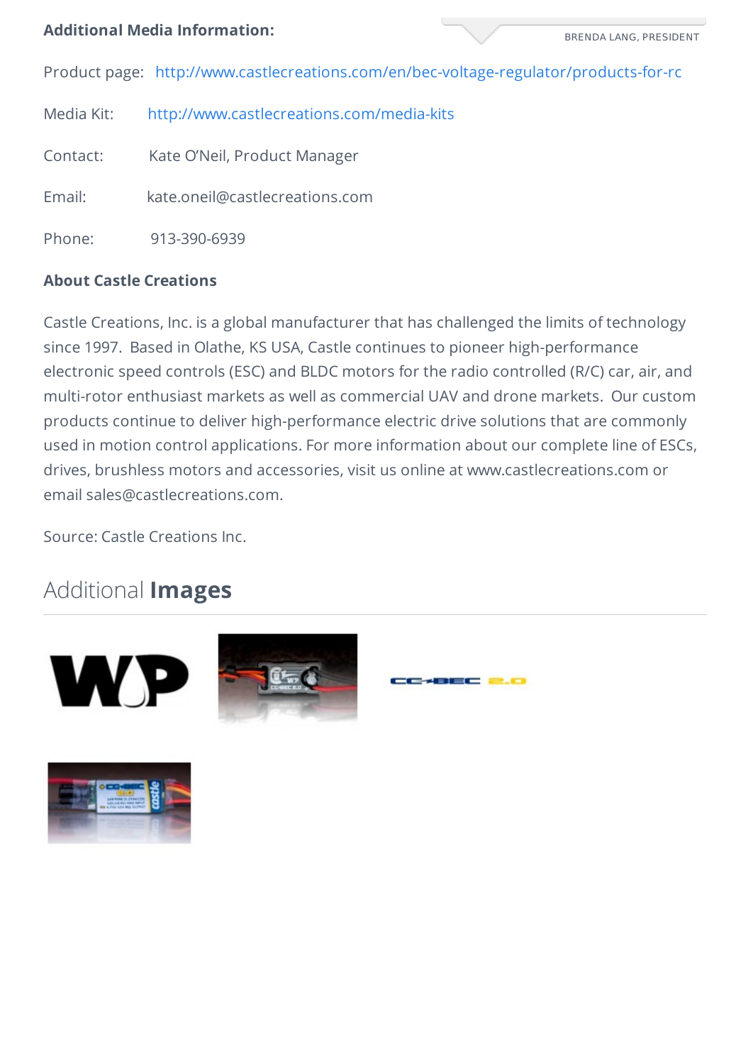BRENDA LANG, PRESIDENT

**Additional Media Information:**

Product page: http://www.castlecreations.com/en/bec-voltage-regulator/products-for-rc

Media Kit: http://www.castlecreations.com/media-kits

Contact: Kate O'Neil, Product Manager

Email: kate.oneil@castlecreations.com

Phone: 913-390-6939

**About Castle Creations**

Castle Creations, Inc. is a global manufacturer that has challenged the limits of technology since 1997. Based in Olathe, KS USA, Castle continues to pioneer high-performance electronic speed controls (ESC) and BLDC motors for the radio controlled (R/C) car, air, and multi-rotor enthusiast markets as well as commercial UAV and drone markets. Our custom products continue to deliver high-performance electric drive solutions that are commonly used in motion control applications. For more information about our complete line of ESCs, drives, brushless motors and accessories, visit us online at www.castlecreations.com or email sales@castlecreations.com.

Source: Castle Creations Inc.

## Additional **Images**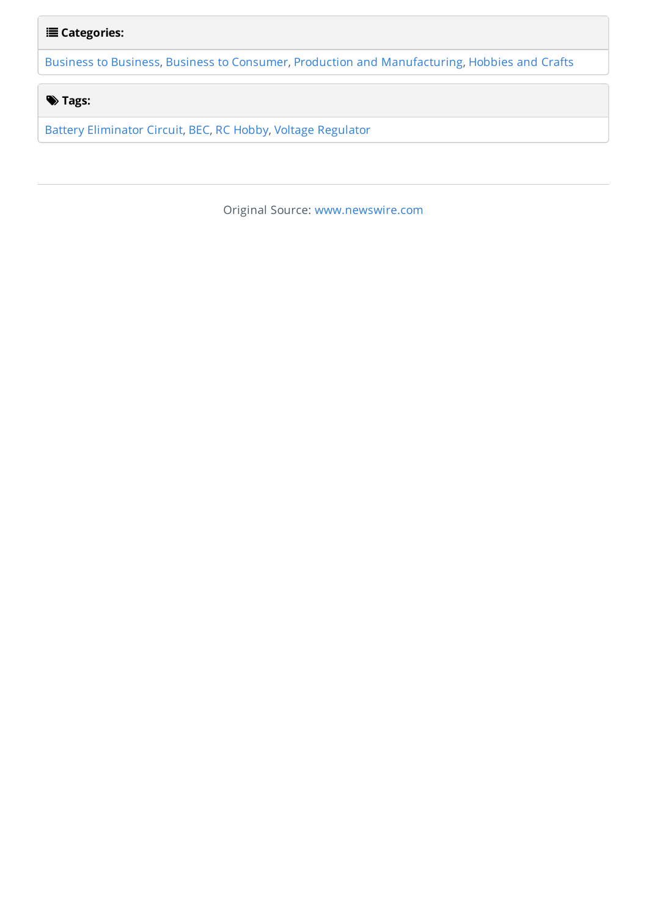**Categories:**

Business to Business, Business to Consumer, Production and Manufacturing, Hobbies and Crafts

**Tags:**

Battery Eliminator Circuit, BEC, RC Hobby, Voltage Regulator

---

Original Source: www.newswire.com